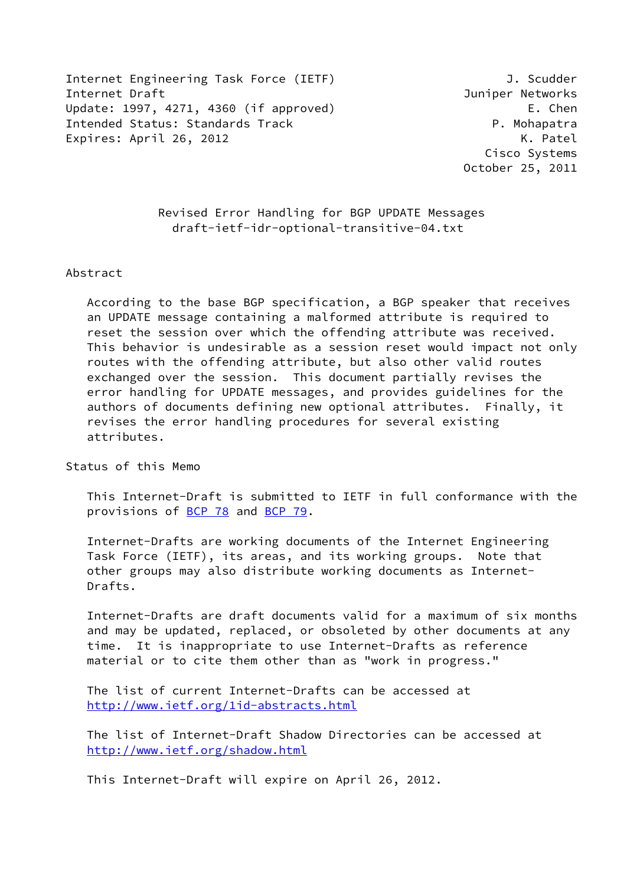Internet Engineering Task Force (IETF) J. Scudder
Internet Draft Juniper Networks
Update: 1997, 4271, 4360 (if approved) E. Chen
Intended Status: Standards Track P. Mohapatra
Expires: April 26, 2012 K. Patel
Cisco Systems
October 25, 2011

# Revised Error Handling for BGP UPDATE Messages
draft-ietf-idr-optional-transitive-04.txt

## Abstract

According to the base BGP specification, a BGP speaker that receives an UPDATE message containing a malformed attribute is required to reset the session over which the offending attribute was received. This behavior is undesirable as a session reset would impact not only routes with the offending attribute, but also other valid routes exchanged over the session. This document partially revises the error handling for UPDATE messages, and provides guidelines for the authors of documents defining new optional attributes. Finally, it revises the error handling procedures for several existing attributes.

## Status of this Memo

This Internet-Draft is submitted to IETF in full conformance with the provisions of BCP 78 and BCP 79.

Internet-Drafts are working documents of the Internet Engineering Task Force (IETF), its areas, and its working groups. Note that other groups may also distribute working documents as Internet-Drafts.

Internet-Drafts are draft documents valid for a maximum of six months and may be updated, replaced, or obsoleted by other documents at any time. It is inappropriate to use Internet-Drafts as reference material or to cite them other than as "work in progress."

The list of current Internet-Drafts can be accessed at http://www.ietf.org/1id-abstracts.html

The list of Internet-Draft Shadow Directories can be accessed at http://www.ietf.org/shadow.html

This Internet-Draft will expire on April 26, 2012.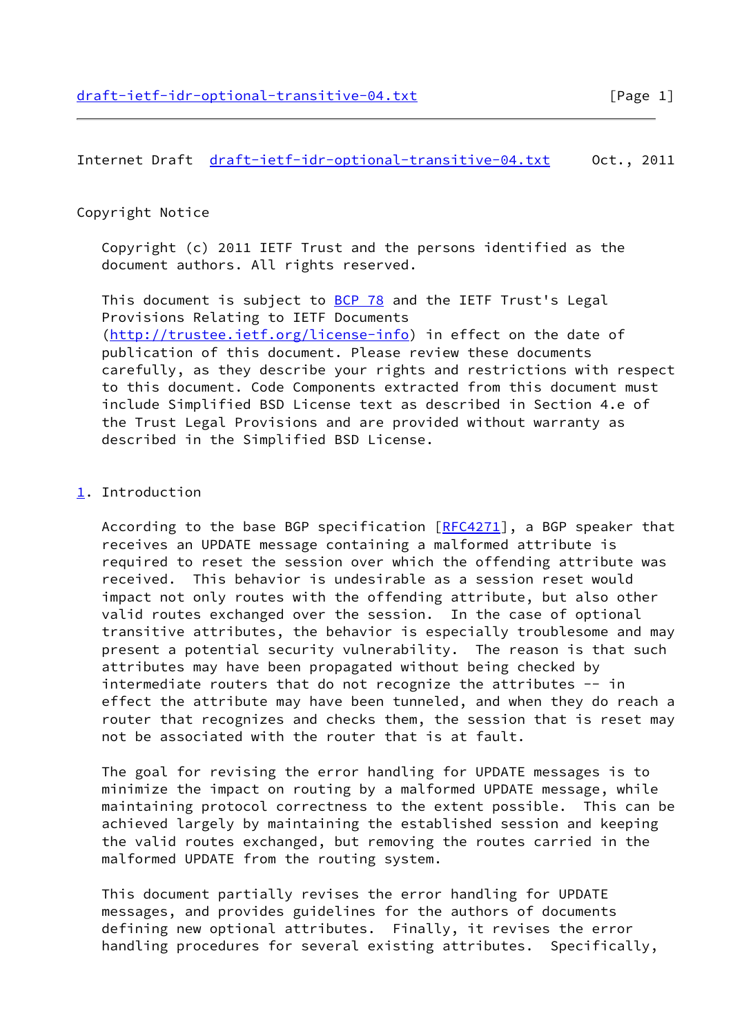## Copyright Notice

Copyright (c) 2011 IETF Trust and the persons identified as the document authors. All rights reserved.

This document is subject to BCP 78 and the IETF Trust's Legal Provisions Relating to IETF Documents (http://trustee.ietf.org/license-info) in effect on the date of publication of this document. Please review these documents carefully, as they describe your rights and restrictions with respect to this document. Code Components extracted from this document must include Simplified BSD License text as described in Section 4.e of the Trust Legal Provisions and are provided without warranty as described in the Simplified BSD License.

## 1. Introduction

According to the base BGP specification [RFC4271], a BGP speaker that receives an UPDATE message containing a malformed attribute is required to reset the session over which the offending attribute was received. This behavior is undesirable as a session reset would impact not only routes with the offending attribute, but also other valid routes exchanged over the session. In the case of optional transitive attributes, the behavior is especially troublesome and may present a potential security vulnerability. The reason is that such attributes may have been propagated without being checked by intermediate routers that do not recognize the attributes -- in effect the attribute may have been tunneled, and when they do reach a router that recognizes and checks them, the session that is reset may not be associated with the router that is at fault.

The goal for revising the error handling for UPDATE messages is to minimize the impact on routing by a malformed UPDATE message, while maintaining protocol correctness to the extent possible. This can be achieved largely by maintaining the established session and keeping the valid routes exchanged, but removing the routes carried in the malformed UPDATE from the routing system.

This document partially revises the error handling for UPDATE messages, and provides guidelines for the authors of documents defining new optional attributes. Finally, it revises the error handling procedures for several existing attributes. Specifically,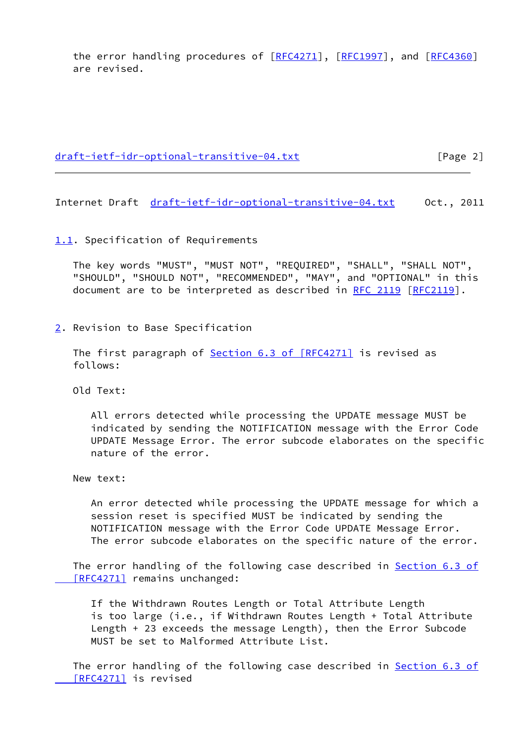the error handling procedures of [RFC4271], [RFC1997], and [RFC4360] are revised.

### 1.1. Specification of Requirements

The key words "MUST", "MUST NOT", "REQUIRED", "SHALL", "SHALL NOT", "SHOULD", "SHOULD NOT", "RECOMMENDED", "MAY", and "OPTIONAL" in this document are to be interpreted as described in RFC 2119 [RFC2119].

## 2. Revision to Base Specification

The first paragraph of Section 6.3 of [RFC4271] is revised as follows:

Old Text:

> All errors detected while processing the UPDATE message MUST be indicated by sending the NOTIFICATION message with the Error Code UPDATE Message Error. The error subcode elaborates on the specific nature of the error.

New text:

> An error detected while processing the UPDATE message for which a session reset is specified MUST be indicated by sending the NOTIFICATION message with the Error Code UPDATE Message Error. The error subcode elaborates on the specific nature of the error.

The error handling of the following case described in Section 6.3 of [RFC4271] remains unchanged:

> If the Withdrawn Routes Length or Total Attribute Length is too large (i.e., if Withdrawn Routes Length + Total Attribute Length + 23 exceeds the message Length), then the Error Subcode MUST be set to Malformed Attribute List.

The error handling of the following case described in Section 6.3 of [RFC4271] is revised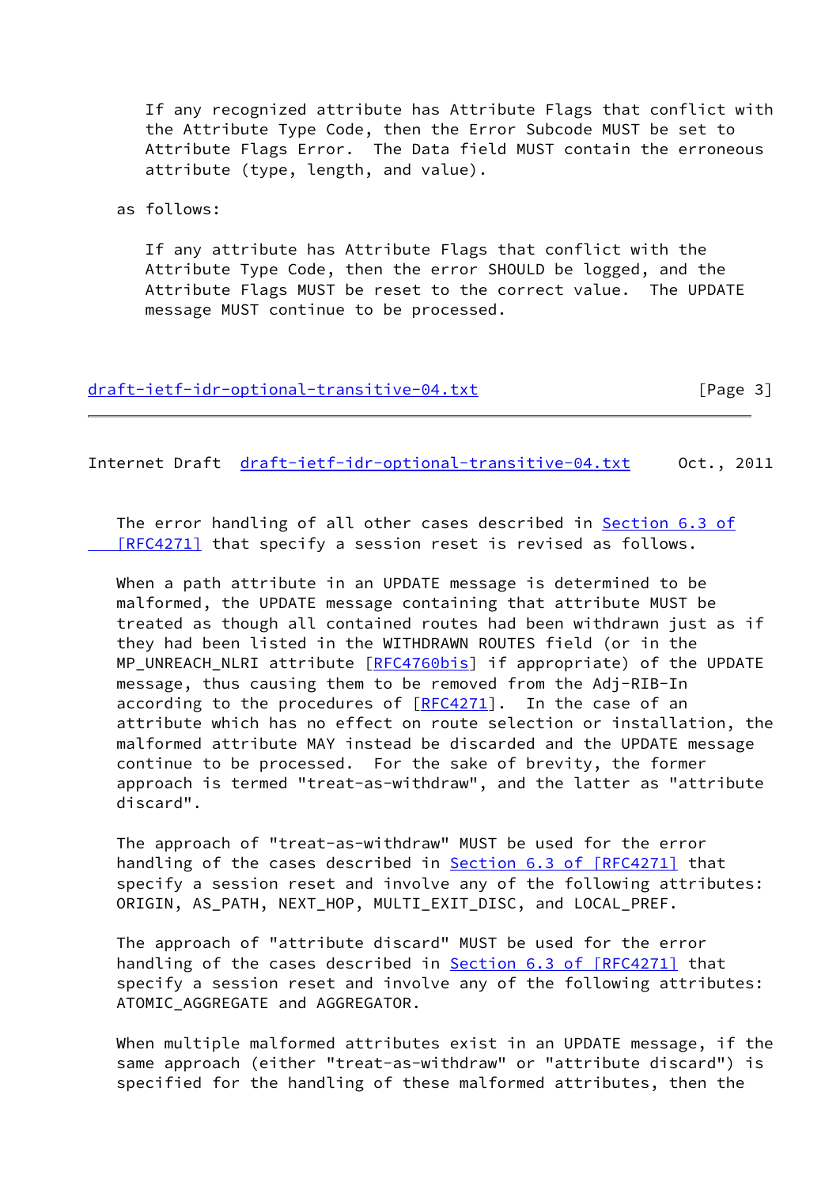If any recognized attribute has Attribute Flags that conflict with the Attribute Type Code, then the Error Subcode MUST be set to Attribute Flags Error. The Data field MUST contain the erroneous attribute (type, length, and value).

as follows:

If any attribute has Attribute Flags that conflict with the Attribute Type Code, then the error SHOULD be logged, and the Attribute Flags MUST be reset to the correct value. The UPDATE message MUST continue to be processed.

The error handling of all other cases described in Section 6.3 of [RFC4271] that specify a session reset is revised as follows.

When a path attribute in an UPDATE message is determined to be malformed, the UPDATE message containing that attribute MUST be treated as though all contained routes had been withdrawn just as if they had been listed in the WITHDRAWN ROUTES field (or in the MP_UNREACH_NLRI attribute [RFC4760bis] if appropriate) of the UPDATE message, thus causing them to be removed from the Adj-RIB-In according to the procedures of [RFC4271]. In the case of an attribute which has no effect on route selection or installation, the malformed attribute MAY instead be discarded and the UPDATE message continue to be processed. For the sake of brevity, the former approach is termed "treat-as-withdraw", and the latter as "attribute discard".

The approach of "treat-as-withdraw" MUST be used for the error handling of the cases described in Section 6.3 of [RFC4271] that specify a session reset and involve any of the following attributes: ORIGIN, AS_PATH, NEXT_HOP, MULTI_EXIT_DISC, and LOCAL_PREF.

The approach of "attribute discard" MUST be used for the error handling of the cases described in Section 6.3 of [RFC4271] that specify a session reset and involve any of the following attributes: ATOMIC_AGGREGATE and AGGREGATOR.

When multiple malformed attributes exist in an UPDATE message, if the same approach (either "treat-as-withdraw" or "attribute discard") is specified for the handling of these malformed attributes, then the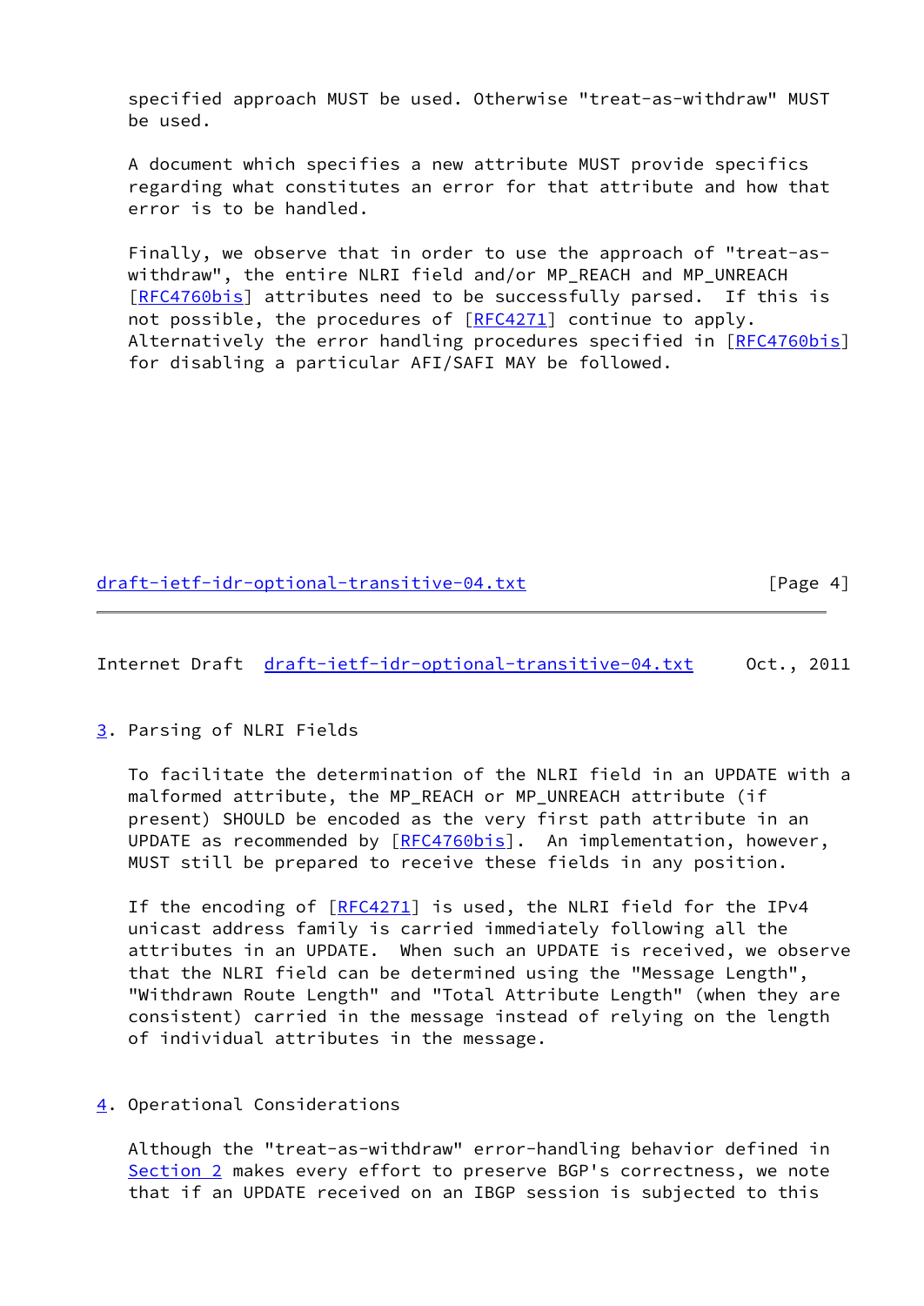specified approach MUST be used. Otherwise "treat-as-withdraw" MUST be used.

A document which specifies a new attribute MUST provide specifics regarding what constitutes an error for that attribute and how that error is to be handled.

Finally, we observe that in order to use the approach of "treat-as-withdraw", the entire NLRI field and/or MP_REACH and MP_UNREACH [RFC4760bis] attributes need to be successfully parsed. If this is not possible, the procedures of [RFC4271] continue to apply. Alternatively the error handling procedures specified in [RFC4760bis] for disabling a particular AFI/SAFI MAY be followed.

## 3. Parsing of NLRI Fields

To facilitate the determination of the NLRI field in an UPDATE with a malformed attribute, the MP_REACH or MP_UNREACH attribute (if present) SHOULD be encoded as the very first path attribute in an UPDATE as recommended by [RFC4760bis]. An implementation, however, MUST still be prepared to receive these fields in any position.

If the encoding of [RFC4271] is used, the NLRI field for the IPv4 unicast address family is carried immediately following all the attributes in an UPDATE. When such an UPDATE is received, we observe that the NLRI field can be determined using the "Message Length", "Withdrawn Route Length" and "Total Attribute Length" (when they are consistent) carried in the message instead of relying on the length of individual attributes in the message.

## 4. Operational Considerations

Although the "treat-as-withdraw" error-handling behavior defined in Section 2 makes every effort to preserve BGP's correctness, we note that if an UPDATE received on an IBGP session is subjected to this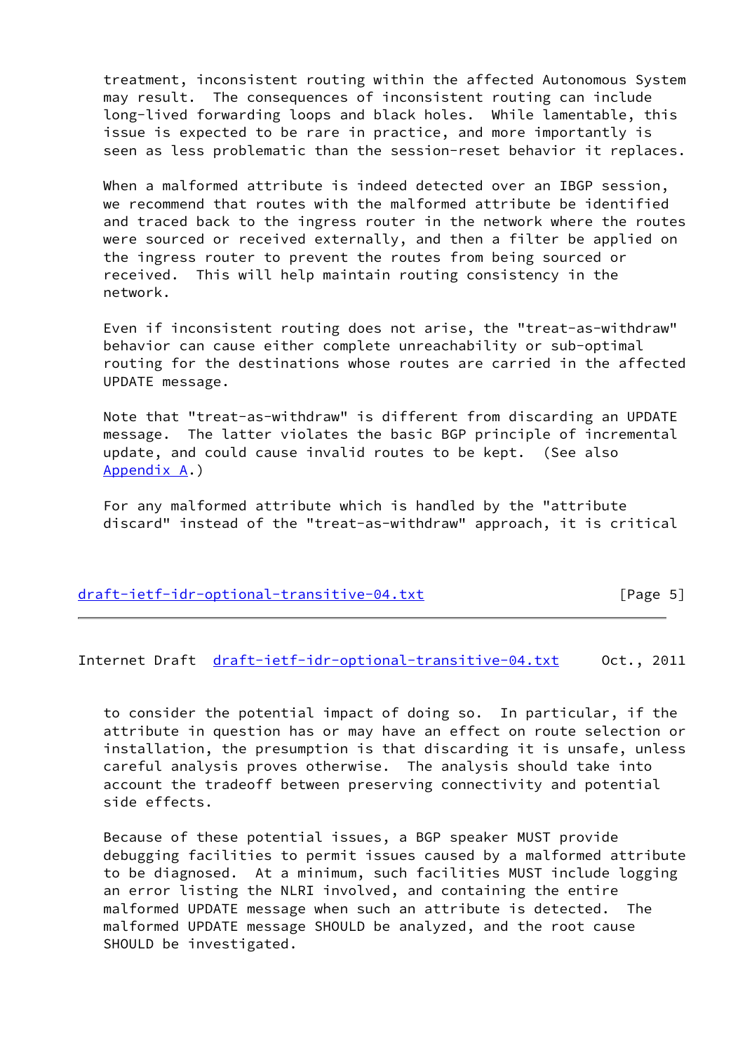treatment, inconsistent routing within the affected Autonomous System may result. The consequences of inconsistent routing can include long-lived forwarding loops and black holes. While lamentable, this issue is expected to be rare in practice, and more importantly is seen as less problematic than the session-reset behavior it replaces.

When a malformed attribute is indeed detected over an IBGP session, we recommend that routes with the malformed attribute be identified and traced back to the ingress router in the network where the routes were sourced or received externally, and then a filter be applied on the ingress router to prevent the routes from being sourced or received. This will help maintain routing consistency in the network.

Even if inconsistent routing does not arise, the "treat-as-withdraw" behavior can cause either complete unreachability or sub-optimal routing for the destinations whose routes are carried in the affected UPDATE message.

Note that "treat-as-withdraw" is different from discarding an UPDATE message. The latter violates the basic BGP principle of incremental update, and could cause invalid routes to be kept. (See also Appendix A.)

For any malformed attribute which is handled by the "attribute discard" instead of the "treat-as-withdraw" approach, it is critical to consider the potential impact of doing so. In particular, if the attribute in question has or may have an effect on route selection or installation, the presumption is that discarding it is unsafe, unless careful analysis proves otherwise. The analysis should take into account the tradeoff between preserving connectivity and potential side effects.

Because of these potential issues, a BGP speaker MUST provide debugging facilities to permit issues caused by a malformed attribute to be diagnosed. At a minimum, such facilities MUST include logging an error listing the NLRI involved, and containing the entire malformed UPDATE message when such an attribute is detected. The malformed UPDATE message SHOULD be analyzed, and the root cause SHOULD be investigated.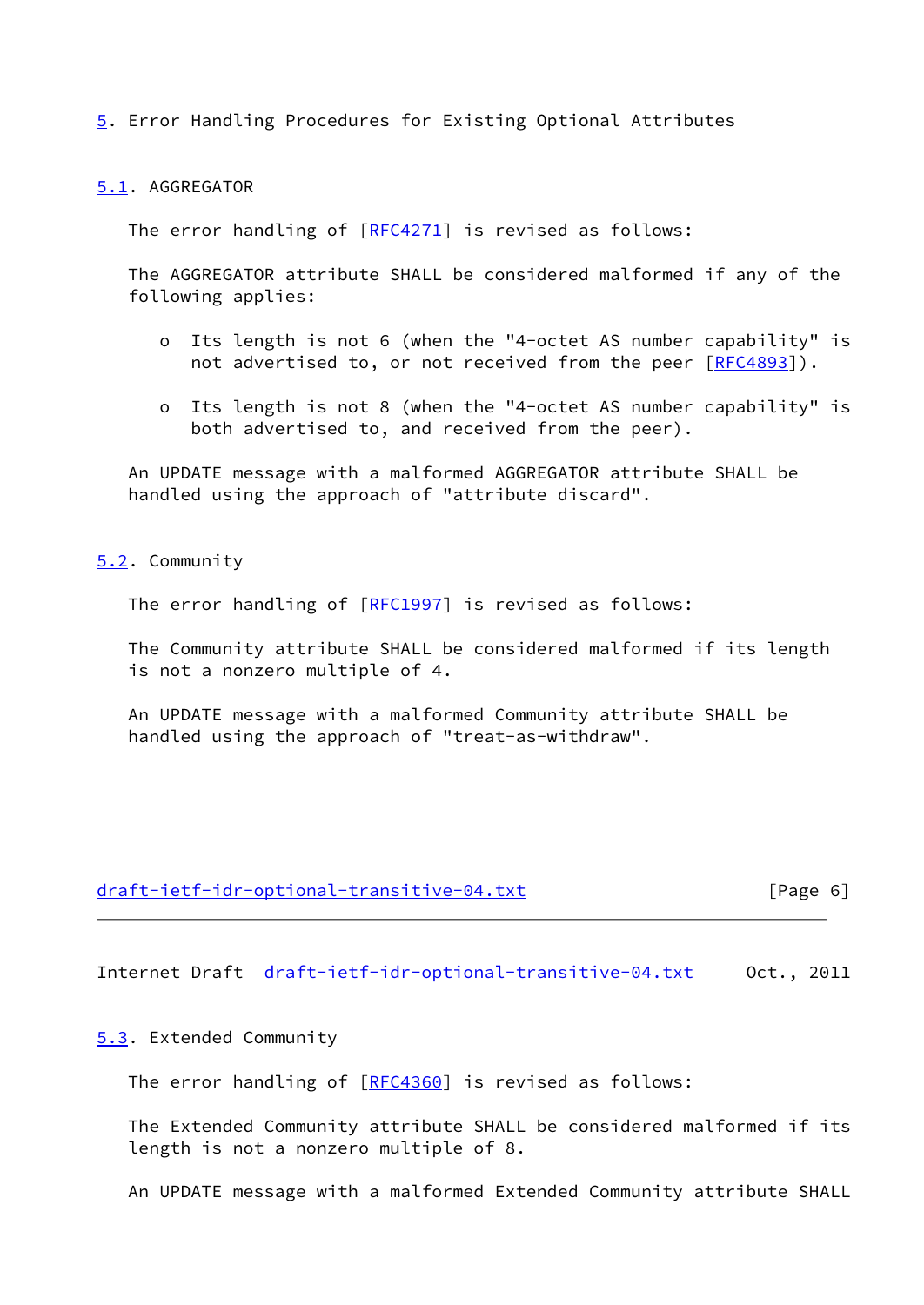## 5. Error Handling Procedures for Existing Optional Attributes

### 5.1. AGGREGATOR

The error handling of [RFC4271] is revised as follows:

The AGGREGATOR attribute SHALL be considered malformed if any of the following applies:

- Its length is not 6 (when the "4-octet AS number capability" is not advertised to, or not received from the peer [RFC4893]).

- Its length is not 8 (when the "4-octet AS number capability" is both advertised to, and received from the peer).

An UPDATE message with a malformed AGGREGATOR attribute SHALL be handled using the approach of "attribute discard".

### 5.2. Community

The error handling of [RFC1997] is revised as follows:

The Community attribute SHALL be considered malformed if its length is not a nonzero multiple of 4.

An UPDATE message with a malformed Community attribute SHALL be handled using the approach of "treat-as-withdraw".

### 5.3. Extended Community

The error handling of [RFC4360] is revised as follows:

The Extended Community attribute SHALL be considered malformed if its length is not a nonzero multiple of 8.

An UPDATE message with a malformed Extended Community attribute SHALL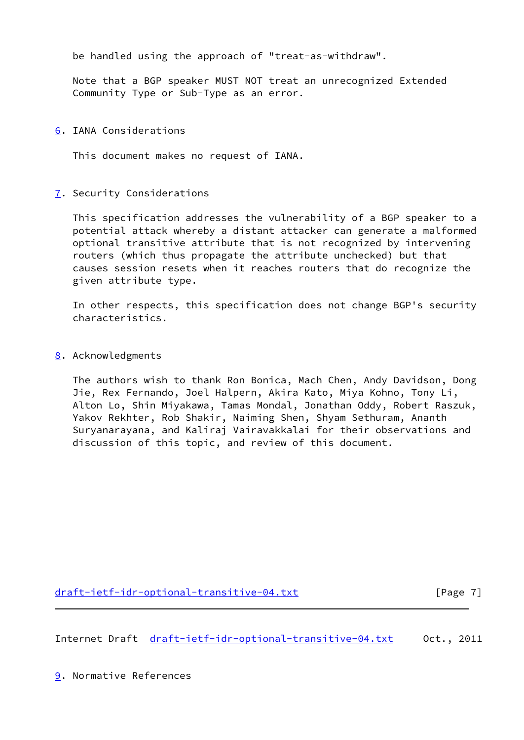be handled using the approach of "treat-as-withdraw".

Note that a BGP speaker MUST NOT treat an unrecognized Extended Community Type or Sub-Type as an error.

## 6. IANA Considerations

This document makes no request of IANA.

## 7. Security Considerations

This specification addresses the vulnerability of a BGP speaker to a potential attack whereby a distant attacker can generate a malformed optional transitive attribute that is not recognized by intervening routers (which thus propagate the attribute unchecked) but that causes session resets when it reaches routers that do recognize the given attribute type.

In other respects, this specification does not change BGP's security characteristics.

## 8. Acknowledgments

The authors wish to thank Ron Bonica, Mach Chen, Andy Davidson, Dong Jie, Rex Fernando, Joel Halpern, Akira Kato, Miya Kohno, Tony Li, Alton Lo, Shin Miyakawa, Tamas Mondal, Jonathan Oddy, Robert Raszuk, Yakov Rekhter, Rob Shakir, Naiming Shen, Shyam Sethuram, Ananth Suryanarayana, and Kaliraj Vairavakkalai for their observations and discussion of this topic, and review of this document.

## 9. Normative References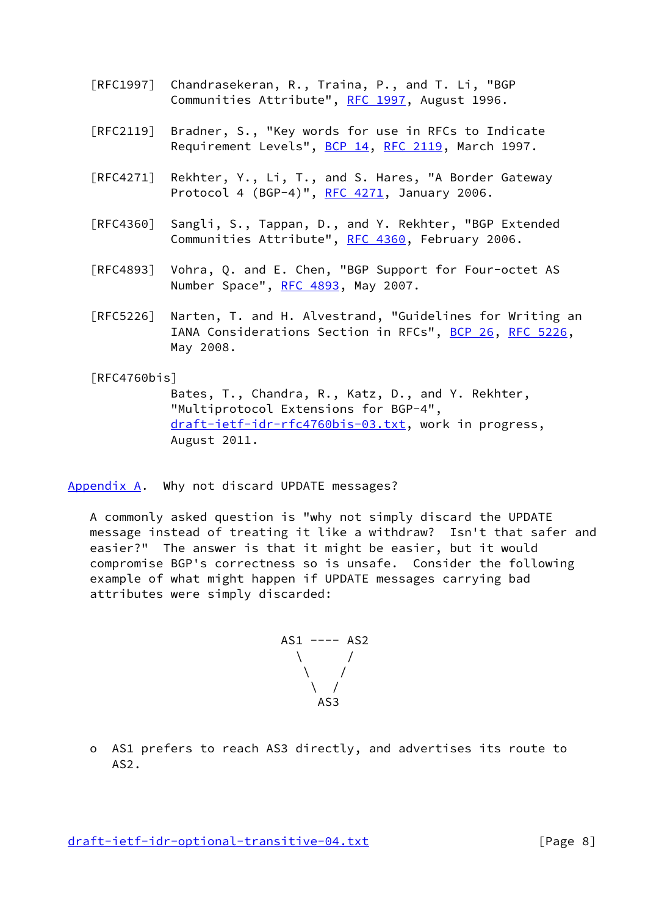[RFC1997] Chandrasekeran, R., Traina, P., and T. Li, "BGP Communities Attribute", RFC 1997, August 1996.

[RFC2119] Bradner, S., "Key words for use in RFCs to Indicate Requirement Levels", BCP 14, RFC 2119, March 1997.

[RFC4271] Rekhter, Y., Li, T., and S. Hares, "A Border Gateway Protocol 4 (BGP-4)", RFC 4271, January 2006.

[RFC4360] Sangli, S., Tappan, D., and Y. Rekhter, "BGP Extended Communities Attribute", RFC 4360, February 2006.

[RFC4893] Vohra, Q. and E. Chen, "BGP Support for Four-octet AS Number Space", RFC 4893, May 2007.

[RFC5226] Narten, T. and H. Alvestrand, "Guidelines for Writing an IANA Considerations Section in RFCs", BCP 26, RFC 5226, May 2008.

[RFC4760bis] Bates, T., Chandra, R., Katz, D., and Y. Rekhter, "Multiprotocol Extensions for BGP-4", draft-ietf-idr-rfc4760bis-03.txt, work in progress, August 2011.

## Appendix A. Why not discard UPDATE messages?

A commonly asked question is "why not simply discard the UPDATE message instead of treating it like a withdraw? Isn't that safer and easier?" The answer is that it might be easier, but it would compromise BGP's correctness so is unsafe. Consider the following example of what might happen if UPDATE messages carrying bad attributes were simply discarded:

```
AS1 ---- AS2
  \       /
   \     /
    \   /
     AS3
```

- AS1 prefers to reach AS3 directly, and advertises its route to AS2.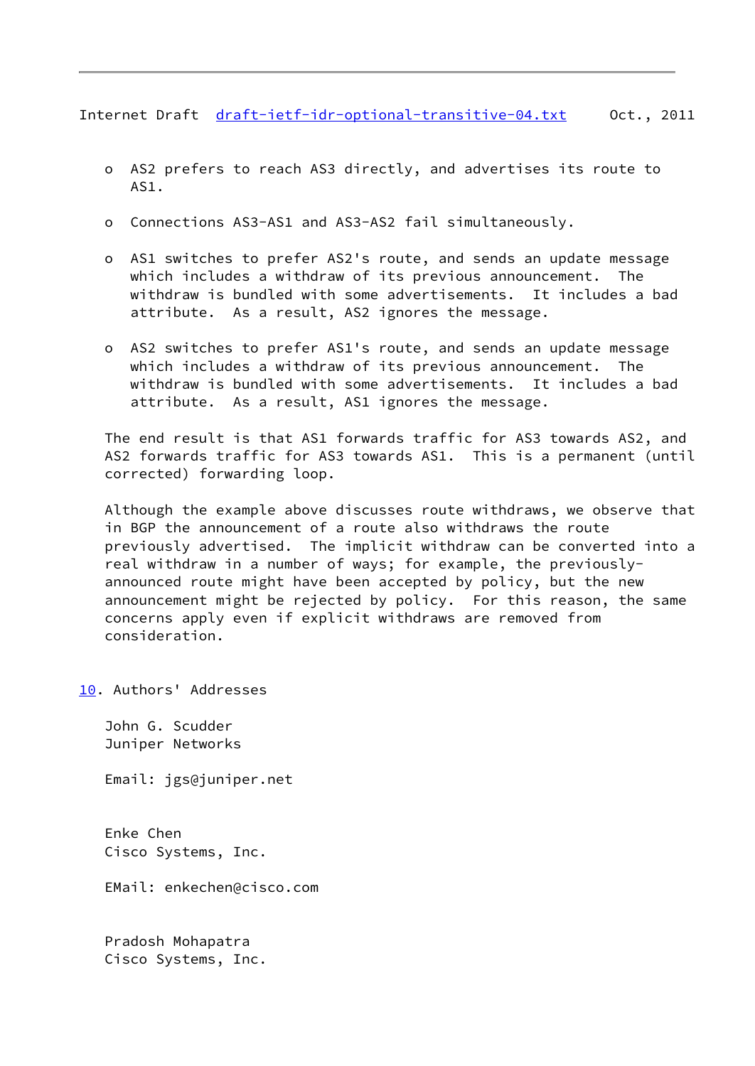- AS2 prefers to reach AS3 directly, and advertises its route to AS1.

- Connections AS3-AS1 and AS3-AS2 fail simultaneously.

- AS1 switches to prefer AS2's route, and sends an update message which includes a withdraw of its previous announcement. The withdraw is bundled with some advertisements. It includes a bad attribute. As a result, AS2 ignores the message.

- AS2 switches to prefer AS1's route, and sends an update message which includes a withdraw of its previous announcement. The withdraw is bundled with some advertisements. It includes a bad attribute. As a result, AS1 ignores the message.

The end result is that AS1 forwards traffic for AS3 towards AS2, and AS2 forwards traffic for AS3 towards AS1. This is a permanent (until corrected) forwarding loop.

Although the example above discusses route withdraws, we observe that in BGP the announcement of a route also withdraws the route previously advertised. The implicit withdraw can be converted into a real withdraw in a number of ways; for example, the previously-announced route might have been accepted by policy, but the new announcement might be rejected by policy. For this reason, the same concerns apply even if explicit withdraws are removed from consideration.

## 10. Authors' Addresses

John G. Scudder
Juniper Networks

Email: jgs@juniper.net

Enke Chen
Cisco Systems, Inc.

EMail: enkechen@cisco.com

Pradosh Mohapatra
Cisco Systems, Inc.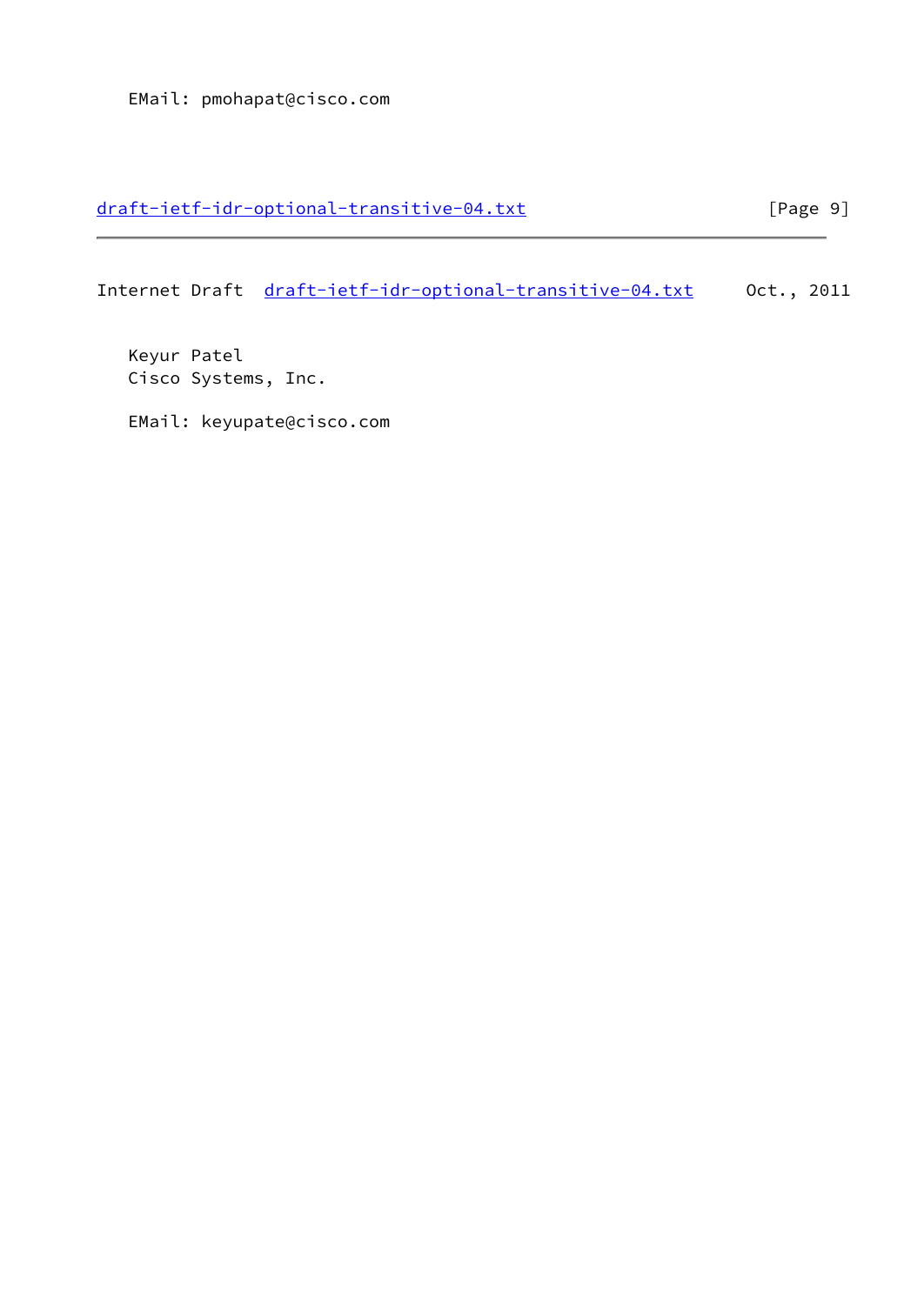EMail: pmohapat@cisco.com

Keyur Patel
Cisco Systems, Inc.

EMail: keyupate@cisco.com